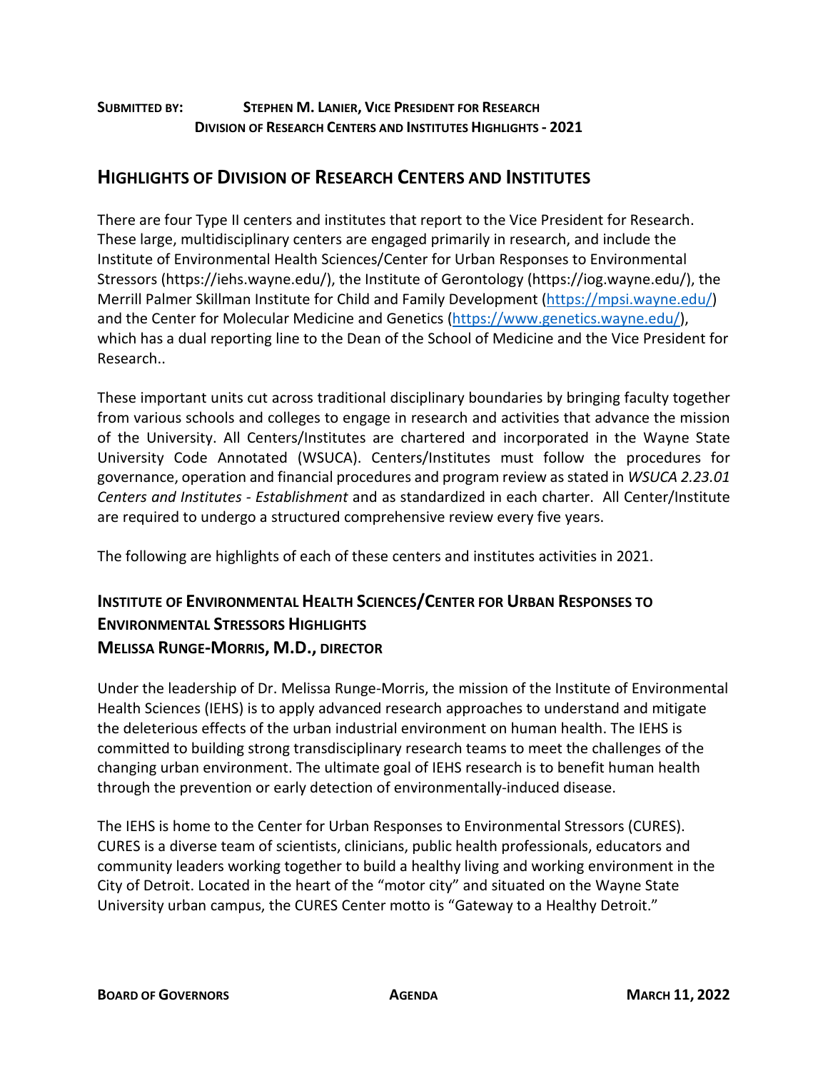**SUBMITTED BY: STEPHEN M. LANIER, VICE PRESIDENT FOR RESEARCH**
**DIVISION OF RESEARCH CENTERS AND INSTITUTES HIGHLIGHTS - 2021**

## HIGHLIGHTS OF DIVISION OF RESEARCH CENTERS AND INSTITUTES

There are four Type II centers and institutes that report to the Vice President for Research. These large, multidisciplinary centers are engaged primarily in research, and include the Institute of Environmental Health Sciences/Center for Urban Responses to Environmental Stressors (https://iehs.wayne.edu/), the Institute of Gerontology (https://iog.wayne.edu/), the Merrill Palmer Skillman Institute for Child and Family Development (https://mpsi.wayne.edu/) and the Center for Molecular Medicine and Genetics (https://www.genetics.wayne.edu/), which has a dual reporting line to the Dean of the School of Medicine and the Vice President for Research..

These important units cut across traditional disciplinary boundaries by bringing faculty together from various schools and colleges to engage in research and activities that advance the mission of the University. All Centers/Institutes are chartered and incorporated in the Wayne State University Code Annotated (WSUCA). Centers/Institutes must follow the procedures for governance, operation and financial procedures and program review as stated in *WSUCA 2.23.01 Centers and Institutes - Establishment* and as standardized in each charter. All Center/Institute are required to undergo a structured comprehensive review every five years.

The following are highlights of each of these centers and institutes activities in 2021.

### INSTITUTE OF ENVIRONMENTAL HEALTH SCIENCES/CENTER FOR URBAN RESPONSES TO ENVIRONMENTAL STRESSORS HIGHLIGHTS
### MELISSA RUNGE-MORRIS, M.D., DIRECTOR

Under the leadership of Dr. Melissa Runge-Morris, the mission of the Institute of Environmental Health Sciences (IEHS) is to apply advanced research approaches to understand and mitigate the deleterious effects of the urban industrial environment on human health. The IEHS is committed to building strong transdisciplinary research teams to meet the challenges of the changing urban environment. The ultimate goal of IEHS research is to benefit human health through the prevention or early detection of environmentally-induced disease.

The IEHS is home to the Center for Urban Responses to Environmental Stressors (CURES). CURES is a diverse team of scientists, clinicians, public health professionals, educators and community leaders working together to build a healthy living and working environment in the City of Detroit. Located in the heart of the "motor city" and situated on the Wayne State University urban campus, the CURES Center motto is "Gateway to a Healthy Detroit."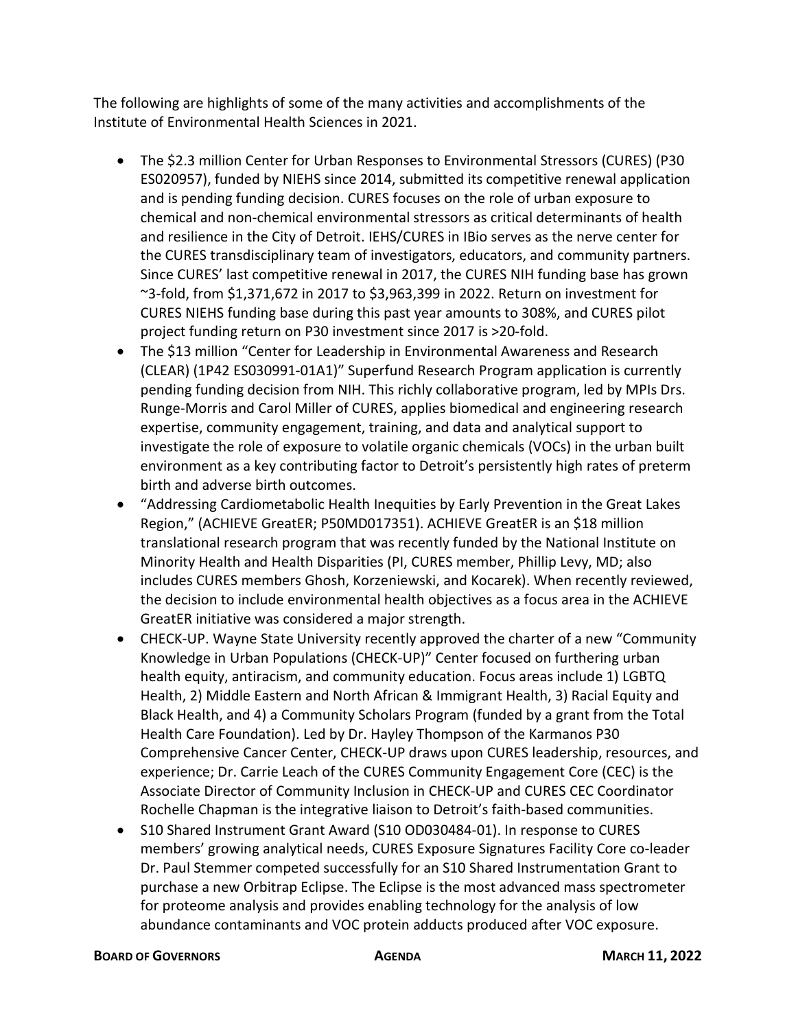The following are highlights of some of the many activities and accomplishments of the Institute of Environmental Health Sciences in 2021.

- The $2.3 million Center for Urban Responses to Environmental Stressors (CURES) (P30 ES020957), funded by NIEHS since 2014, submitted its competitive renewal application and is pending funding decision. CURES focuses on the role of urban exposure to chemical and non-chemical environmental stressors as critical determinants of health and resilience in the City of Detroit. IEHS/CURES in IBio serves as the nerve center for the CURES transdisciplinary team of investigators, educators, and community partners. Since CURES' last competitive renewal in 2017, the CURES NIH funding base has grown ~3-fold, from $1,371,672 in 2017 to $3,963,399 in 2022. Return on investment for CURES NIEHS funding base during this past year amounts to 308%, and CURES pilot project funding return on P30 investment since 2017 is >20-fold.
- The $13 million "Center for Leadership in Environmental Awareness and Research (CLEAR) (1P42 ES030991-01A1)" Superfund Research Program application is currently pending funding decision from NIH. This richly collaborative program, led by MPIs Drs. Runge-Morris and Carol Miller of CURES, applies biomedical and engineering research expertise, community engagement, training, and data and analytical support to investigate the role of exposure to volatile organic chemicals (VOCs) in the urban built environment as a key contributing factor to Detroit's persistently high rates of preterm birth and adverse birth outcomes.
- "Addressing Cardiometabolic Health Inequities by Early Prevention in the Great Lakes Region," (ACHIEVE GreatER; P50MD017351). ACHIEVE GreatER is an $18 million translational research program that was recently funded by the National Institute on Minority Health and Health Disparities (PI, CURES member, Phillip Levy, MD; also includes CURES members Ghosh, Korzeniewski, and Kocarek). When recently reviewed, the decision to include environmental health objectives as a focus area in the ACHIEVE GreatER initiative was considered a major strength.
- CHECK-UP. Wayne State University recently approved the charter of a new "Community Knowledge in Urban Populations (CHECK-UP)" Center focused on furthering urban health equity, antiracism, and community education. Focus areas include 1) LGBTQ Health, 2) Middle Eastern and North African & Immigrant Health, 3) Racial Equity and Black Health, and 4) a Community Scholars Program (funded by a grant from the Total Health Care Foundation). Led by Dr. Hayley Thompson of the Karmanos P30 Comprehensive Cancer Center, CHECK-UP draws upon CURES leadership, resources, and experience; Dr. Carrie Leach of the CURES Community Engagement Core (CEC) is the Associate Director of Community Inclusion in CHECK-UP and CURES CEC Coordinator Rochelle Chapman is the integrative liaison to Detroit's faith-based communities.
- S10 Shared Instrument Grant Award (S10 OD030484-01). In response to CURES members' growing analytical needs, CURES Exposure Signatures Facility Core co-leader Dr. Paul Stemmer competed successfully for an S10 Shared Instrumentation Grant to purchase a new Orbitrap Eclipse. The Eclipse is the most advanced mass spectrometer for proteome analysis and provides enabling technology for the analysis of low abundance contaminants and VOC protein adducts produced after VOC exposure.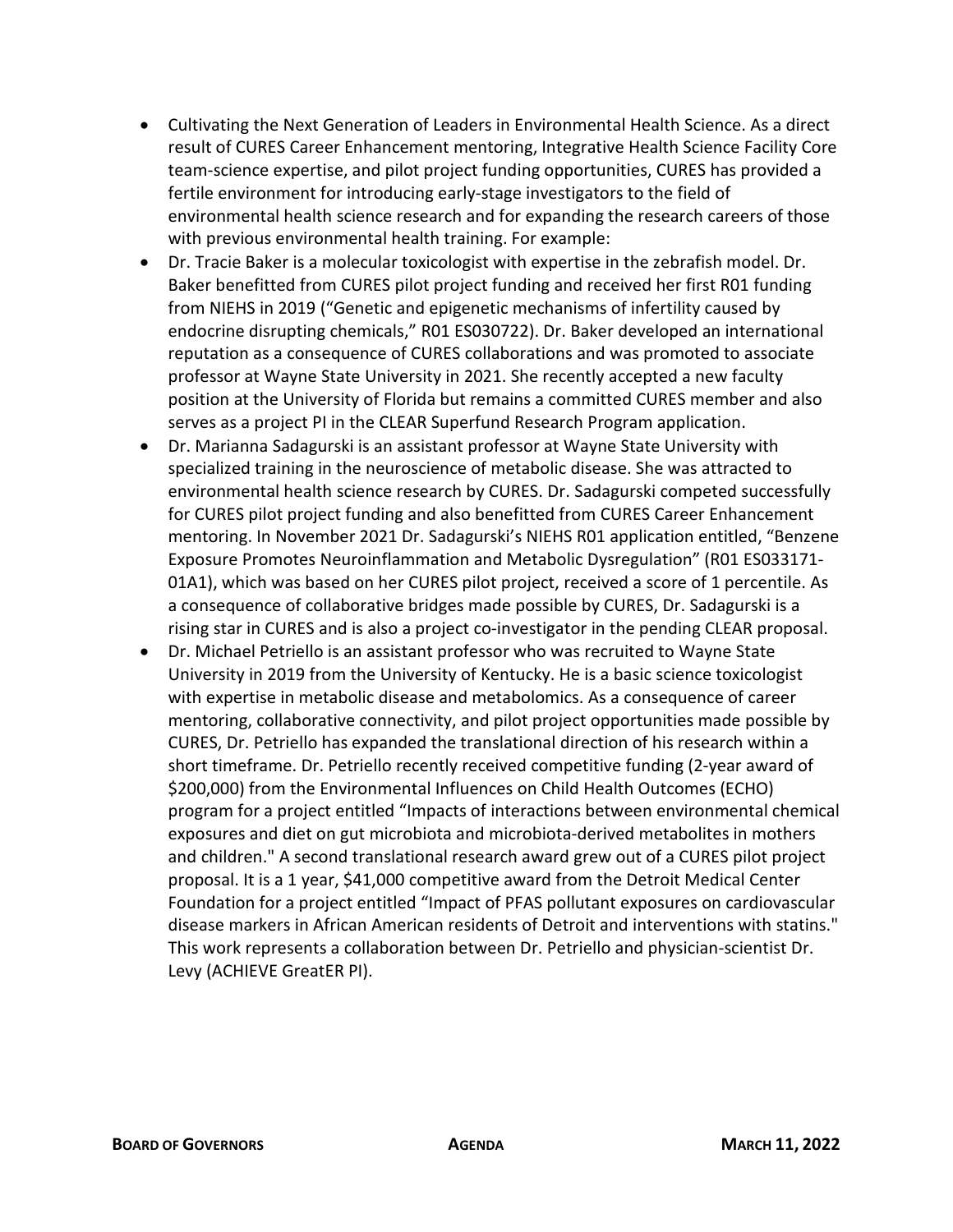- Cultivating the Next Generation of Leaders in Environmental Health Science. As a direct result of CURES Career Enhancement mentoring, Integrative Health Science Facility Core team-science expertise, and pilot project funding opportunities, CURES has provided a fertile environment for introducing early-stage investigators to the field of environmental health science research and for expanding the research careers of those with previous environmental health training. For example:
- Dr. Tracie Baker is a molecular toxicologist with expertise in the zebrafish model. Dr. Baker benefitted from CURES pilot project funding and received her first R01 funding from NIEHS in 2019 ("Genetic and epigenetic mechanisms of infertility caused by endocrine disrupting chemicals," R01 ES030722). Dr. Baker developed an international reputation as a consequence of CURES collaborations and was promoted to associate professor at Wayne State University in 2021. She recently accepted a new faculty position at the University of Florida but remains a committed CURES member and also serves as a project PI in the CLEAR Superfund Research Program application.
- Dr. Marianna Sadagurski is an assistant professor at Wayne State University with specialized training in the neuroscience of metabolic disease. She was attracted to environmental health science research by CURES. Dr. Sadagurski competed successfully for CURES pilot project funding and also benefitted from CURES Career Enhancement mentoring. In November 2021 Dr. Sadagurski's NIEHS R01 application entitled, "Benzene Exposure Promotes Neuroinflammation and Metabolic Dysregulation" (R01 ES033171-01A1), which was based on her CURES pilot project, received a score of 1 percentile. As a consequence of collaborative bridges made possible by CURES, Dr. Sadagurski is a rising star in CURES and is also a project co-investigator in the pending CLEAR proposal.
- Dr. Michael Petriello is an assistant professor who was recruited to Wayne State University in 2019 from the University of Kentucky. He is a basic science toxicologist with expertise in metabolic disease and metabolomics. As a consequence of career mentoring, collaborative connectivity, and pilot project opportunities made possible by CURES, Dr. Petriello has expanded the translational direction of his research within a short timeframe. Dr. Petriello recently received competitive funding (2-year award of $200,000) from the Environmental Influences on Child Health Outcomes (ECHO) program for a project entitled "Impacts of interactions between environmental chemical exposures and diet on gut microbiota and microbiota-derived metabolites in mothers and children." A second translational research award grew out of a CURES pilot project proposal. It is a 1 year, $41,000 competitive award from the Detroit Medical Center Foundation for a project entitled "Impact of PFAS pollutant exposures on cardiovascular disease markers in African American residents of Detroit and interventions with statins." This work represents a collaboration between Dr. Petriello and physician-scientist Dr. Levy (ACHIEVE GreatER PI).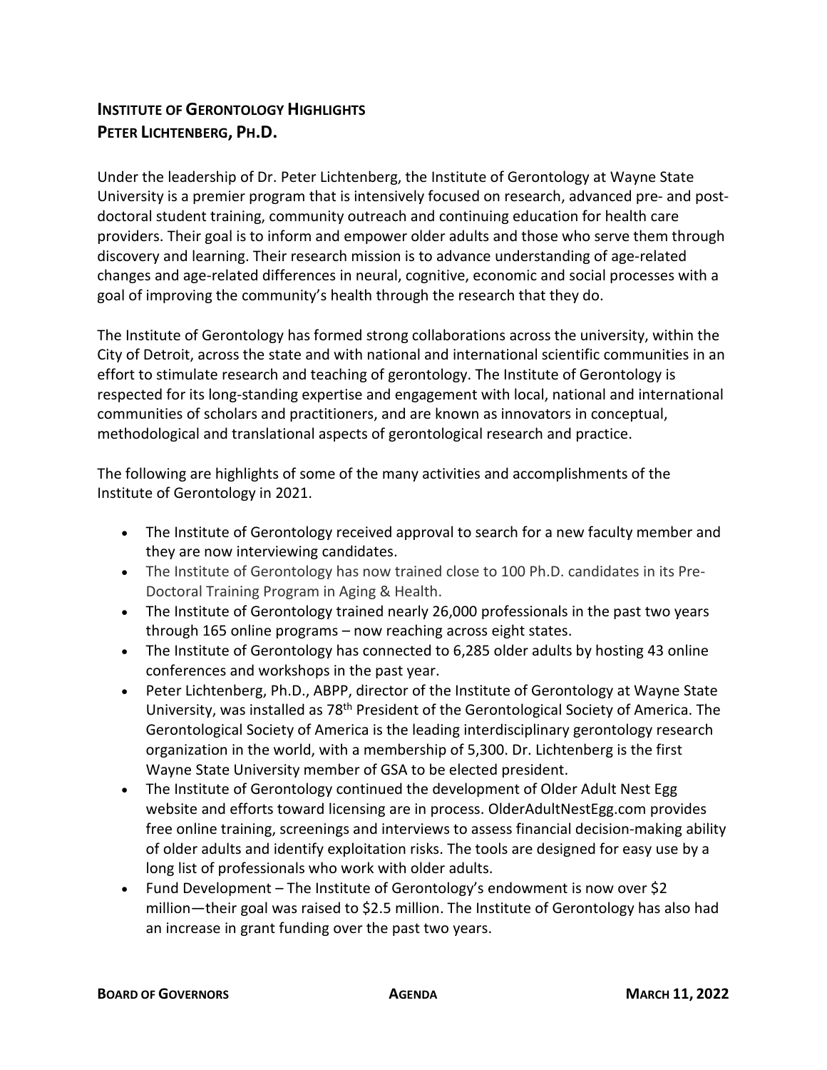## Institute of Gerontology Highlights
## Peter Lichtenberg, Ph.D.

Under the leadership of Dr. Peter Lichtenberg, the Institute of Gerontology at Wayne State University is a premier program that is intensively focused on research, advanced pre- and post-doctoral student training, community outreach and continuing education for health care providers. Their goal is to inform and empower older adults and those who serve them through discovery and learning. Their research mission is to advance understanding of age-related changes and age-related differences in neural, cognitive, economic and social processes with a goal of improving the community's health through the research that they do.

The Institute of Gerontology has formed strong collaborations across the university, within the City of Detroit, across the state and with national and international scientific communities in an effort to stimulate research and teaching of gerontology. The Institute of Gerontology is respected for its long-standing expertise and engagement with local, national and international communities of scholars and practitioners, and are known as innovators in conceptual, methodological and translational aspects of gerontological research and practice.

The following are highlights of some of the many activities and accomplishments of the Institute of Gerontology in 2021.

- The Institute of Gerontology received approval to search for a new faculty member and they are now interviewing candidates.
- The Institute of Gerontology has now trained close to 100 Ph.D. candidates in its Pre-Doctoral Training Program in Aging & Health.
- The Institute of Gerontology trained nearly 26,000 professionals in the past two years through 165 online programs – now reaching across eight states.
- The Institute of Gerontology has connected to 6,285 older adults by hosting 43 online conferences and workshops in the past year.
- Peter Lichtenberg, Ph.D., ABPP, director of the Institute of Gerontology at Wayne State University, was installed as 78th President of the Gerontological Society of America. The Gerontological Society of America is the leading interdisciplinary gerontology research organization in the world, with a membership of 5,300. Dr. Lichtenberg is the first Wayne State University member of GSA to be elected president.
- The Institute of Gerontology continued the development of Older Adult Nest Egg website and efforts toward licensing are in process. OlderAdultNestEgg.com provides free online training, screenings and interviews to assess financial decision-making ability of older adults and identify exploitation risks. The tools are designed for easy use by a long list of professionals who work with older adults.
- Fund Development – The Institute of Gerontology's endowment is now over $2 million—their goal was raised to $2.5 million. The Institute of Gerontology has also had an increase in grant funding over the past two years.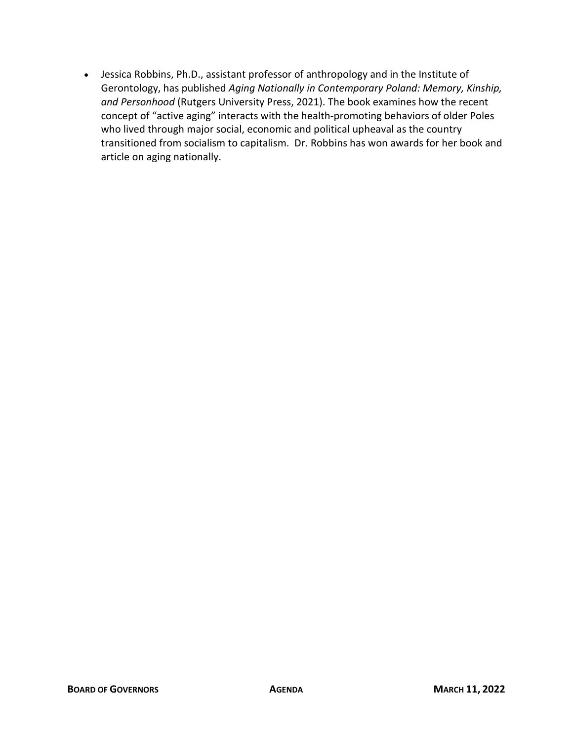- Jessica Robbins, Ph.D., assistant professor of anthropology and in the Institute of Gerontology, has published *Aging Nationally in Contemporary Poland: Memory, Kinship, and Personhood* (Rutgers University Press, 2021). The book examines how the recent concept of "active aging" interacts with the health-promoting behaviors of older Poles who lived through major social, economic and political upheaval as the country transitioned from socialism to capitalism. Dr. Robbins has won awards for her book and article on aging nationally.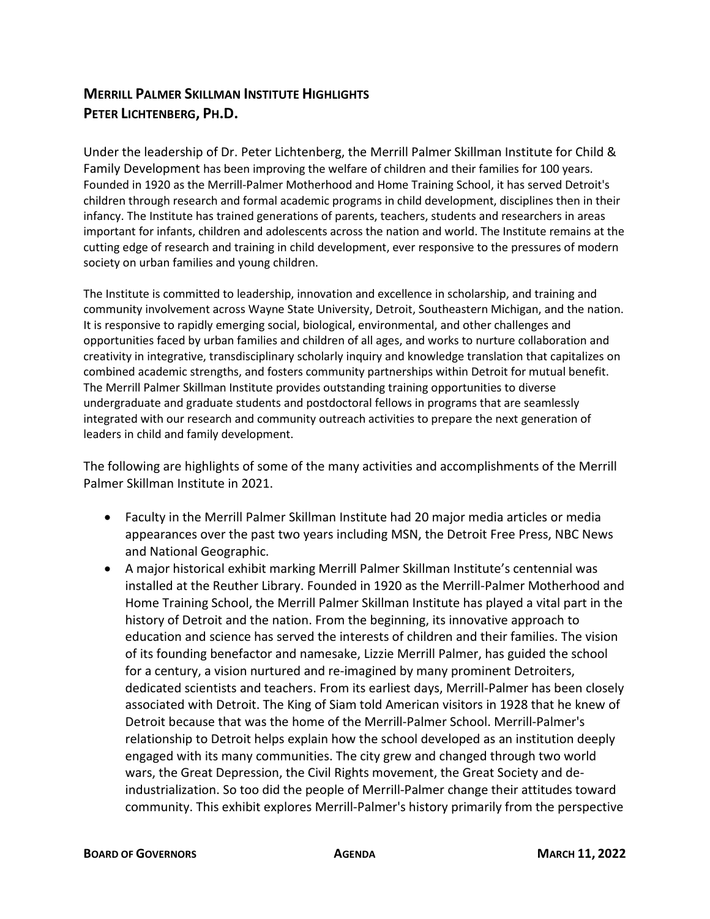## **MERRILL PALMER SKILLMAN INSTITUTE HIGHLIGHTS**
## **PETER LICHTENBERG, PH.D.**

Under the leadership of Dr. Peter Lichtenberg, the Merrill Palmer Skillman Institute for Child & Family Development has been improving the welfare of children and their families for 100 years. Founded in 1920 as the Merrill-Palmer Motherhood and Home Training School, it has served Detroit's children through research and formal academic programs in child development, disciplines then in their infancy. The Institute has trained generations of parents, teachers, students and researchers in areas important for infants, children and adolescents across the nation and world. The Institute remains at the cutting edge of research and training in child development, ever responsive to the pressures of modern society on urban families and young children.

The Institute is committed to leadership, innovation and excellence in scholarship, and training and community involvement across Wayne State University, Detroit, Southeastern Michigan, and the nation. It is responsive to rapidly emerging social, biological, environmental, and other challenges and opportunities faced by urban families and children of all ages, and works to nurture collaboration and creativity in integrative, transdisciplinary scholarly inquiry and knowledge translation that capitalizes on combined academic strengths, and fosters community partnerships within Detroit for mutual benefit. The Merrill Palmer Skillman Institute provides outstanding training opportunities to diverse undergraduate and graduate students and postdoctoral fellows in programs that are seamlessly integrated with our research and community outreach activities to prepare the next generation of leaders in child and family development.

The following are highlights of some of the many activities and accomplishments of the Merrill Palmer Skillman Institute in 2021.

- Faculty in the Merrill Palmer Skillman Institute had 20 major media articles or media appearances over the past two years including MSN, the Detroit Free Press, NBC News and National Geographic.
- A major historical exhibit marking Merrill Palmer Skillman Institute's centennial was installed at the Reuther Library. Founded in 1920 as the Merrill-Palmer Motherhood and Home Training School, the Merrill Palmer Skillman Institute has played a vital part in the history of Detroit and the nation. From the beginning, its innovative approach to education and science has served the interests of children and their families. The vision of its founding benefactor and namesake, Lizzie Merrill Palmer, has guided the school for a century, a vision nurtured and re-imagined by many prominent Detroiters, dedicated scientists and teachers. From its earliest days, Merrill-Palmer has been closely associated with Detroit. The King of Siam told American visitors in 1928 that he knew of Detroit because that was the home of the Merrill-Palmer School. Merrill-Palmer's relationship to Detroit helps explain how the school developed as an institution deeply engaged with its many communities. The city grew and changed through two world wars, the Great Depression, the Civil Rights movement, the Great Society and de-industrialization. So too did the people of Merrill-Palmer change their attitudes toward community. This exhibit explores Merrill-Palmer's history primarily from the perspective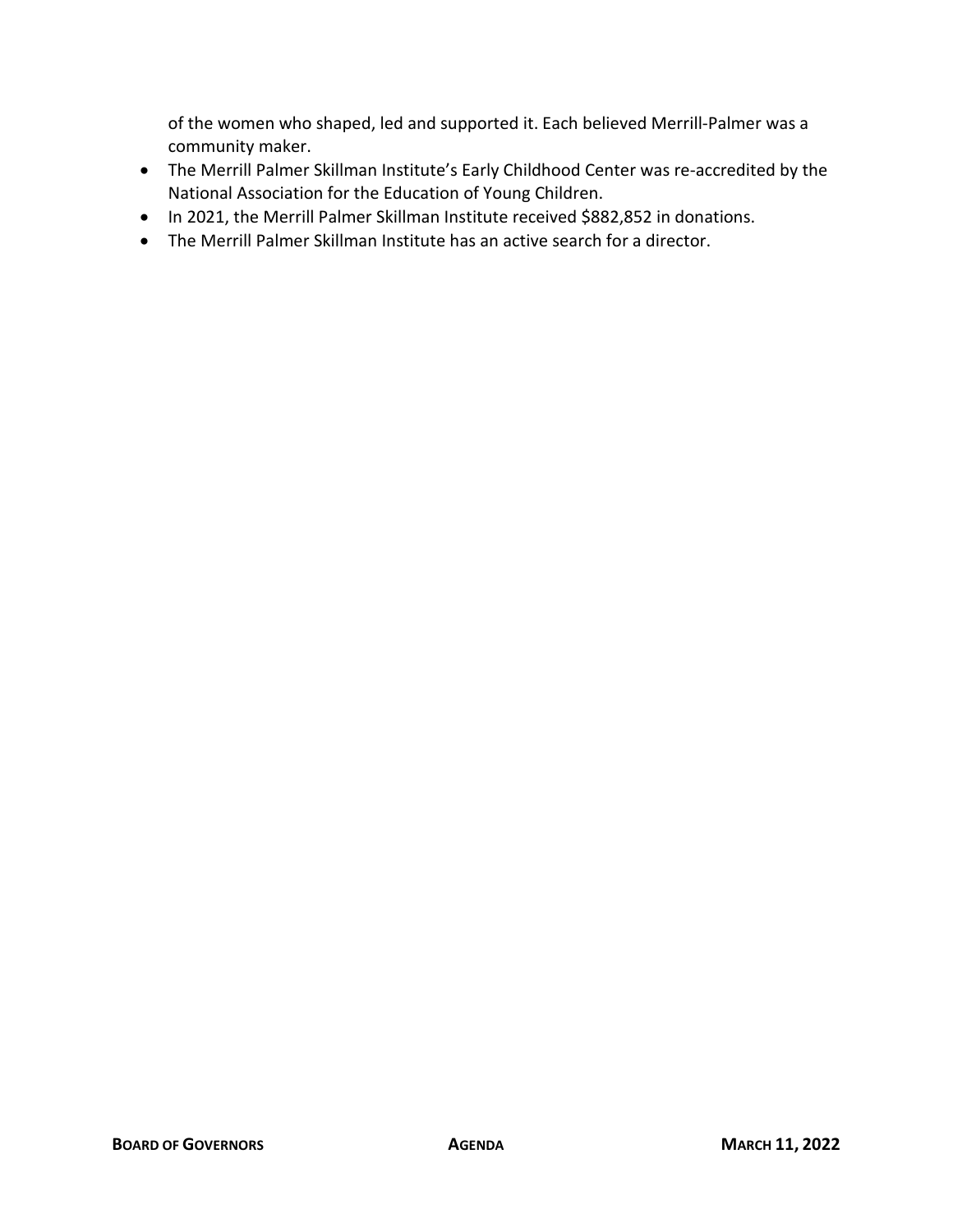of the women who shaped, led and supported it. Each believed Merrill-Palmer was a community maker.

- The Merrill Palmer Skillman Institute's Early Childhood Center was re-accredited by the National Association for the Education of Young Children.
- In 2021, the Merrill Palmer Skillman Institute received $882,852 in donations.
- The Merrill Palmer Skillman Institute has an active search for a director.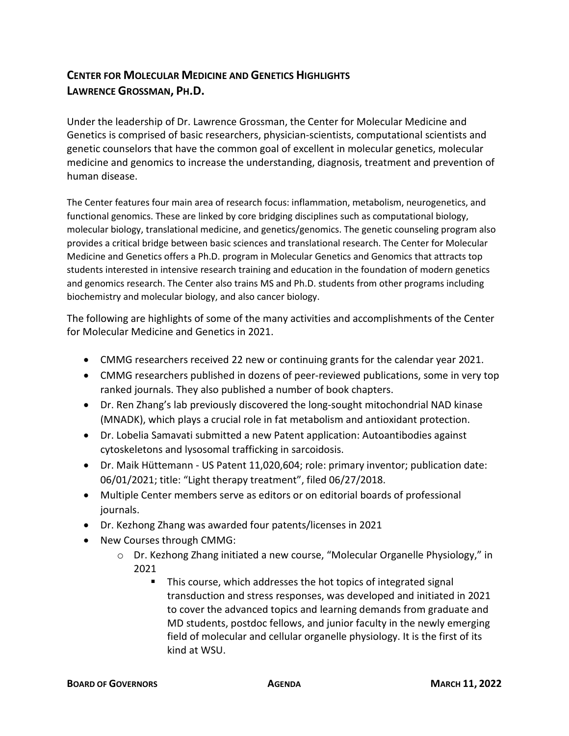## CENTER FOR MOLECULAR MEDICINE AND GENETICS HIGHLIGHTS
## LAWRENCE GROSSMAN, PH.D.

Under the leadership of Dr. Lawrence Grossman, the Center for Molecular Medicine and Genetics is comprised of basic researchers, physician-scientists, computational scientists and genetic counselors that have the common goal of excellent in molecular genetics, molecular medicine and genomics to increase the understanding, diagnosis, treatment and prevention of human disease.

The Center features four main area of research focus: inflammation, metabolism, neurogenetics, and functional genomics. These are linked by core bridging disciplines such as computational biology, molecular biology, translational medicine, and genetics/genomics. The genetic counseling program also provides a critical bridge between basic sciences and translational research. The Center for Molecular Medicine and Genetics offers a Ph.D. program in Molecular Genetics and Genomics that attracts top students interested in intensive research training and education in the foundation of modern genetics and genomics research. The Center also trains MS and Ph.D. students from other programs including biochemistry and molecular biology, and also cancer biology.

The following are highlights of some of the many activities and accomplishments of the Center for Molecular Medicine and Genetics in 2021.

- CMMG researchers received 22 new or continuing grants for the calendar year 2021.
- CMMG researchers published in dozens of peer-reviewed publications, some in very top ranked journals. They also published a number of book chapters.
- Dr. Ren Zhang's lab previously discovered the long-sought mitochondrial NAD kinase (MNADK), which plays a crucial role in fat metabolism and antioxidant protection.
- Dr. Lobelia Samavati submitted a new Patent application: Autoantibodies against cytoskeletons and lysosomal trafficking in sarcoidosis.
- Dr. Maik Hüttemann - US Patent 11,020,604; role: primary inventor; publication date: 06/01/2021; title: "Light therapy treatment", filed 06/27/2018.
- Multiple Center members serve as editors or on editorial boards of professional journals.
- Dr. Kezhong Zhang was awarded four patents/licenses in 2021
- New Courses through CMMG:
  - Dr. Kezhong Zhang initiated a new course, "Molecular Organelle Physiology," in 2021
    - This course, which addresses the hot topics of integrated signal transduction and stress responses, was developed and initiated in 2021 to cover the advanced topics and learning demands from graduate and MD students, postdoc fellows, and junior faculty in the newly emerging field of molecular and cellular organelle physiology. It is the first of its kind at WSU.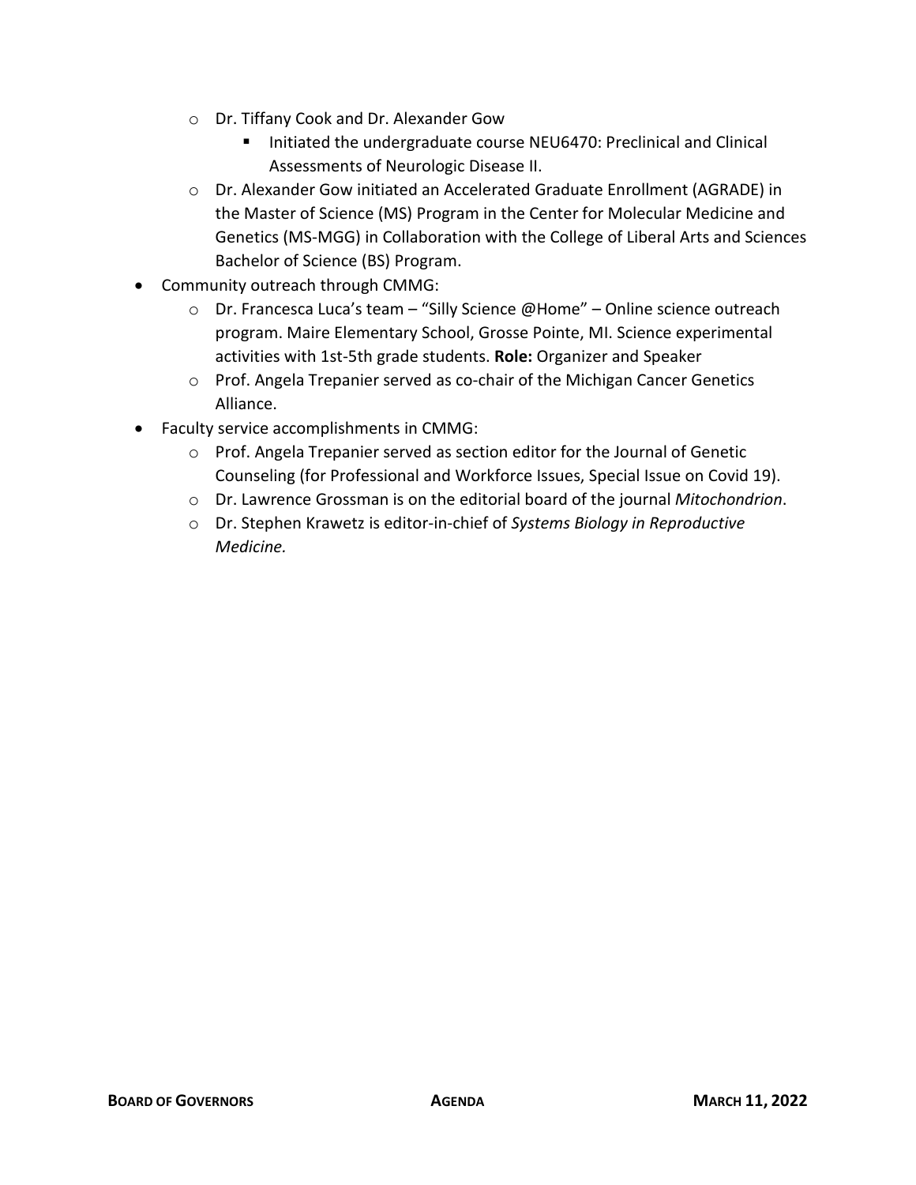- Dr. Tiffany Cook and Dr. Alexander Gow
  - Initiated the undergraduate course NEU6470: Preclinical and Clinical Assessments of Neurologic Disease II.
- Dr. Alexander Gow initiated an Accelerated Graduate Enrollment (AGRADE) in the Master of Science (MS) Program in the Center for Molecular Medicine and Genetics (MS-MGG) in Collaboration with the College of Liberal Arts and Sciences Bachelor of Science (BS) Program.

- Community outreach through CMMG:
  - Dr. Francesca Luca's team – "Silly Science @Home" – Online science outreach program. Maire Elementary School, Grosse Pointe, MI. Science experimental activities with 1st-5th grade students. **Role:** Organizer and Speaker
  - Prof. Angela Trepanier served as co-chair of the Michigan Cancer Genetics Alliance.
- Faculty service accomplishments in CMMG:
  - Prof. Angela Trepanier served as section editor for the Journal of Genetic Counseling (for Professional and Workforce Issues, Special Issue on Covid 19).
  - Dr. Lawrence Grossman is on the editorial board of the journal *Mitochondrion*.
  - Dr. Stephen Krawetz is editor-in-chief of *Systems Biology in Reproductive Medicine.*